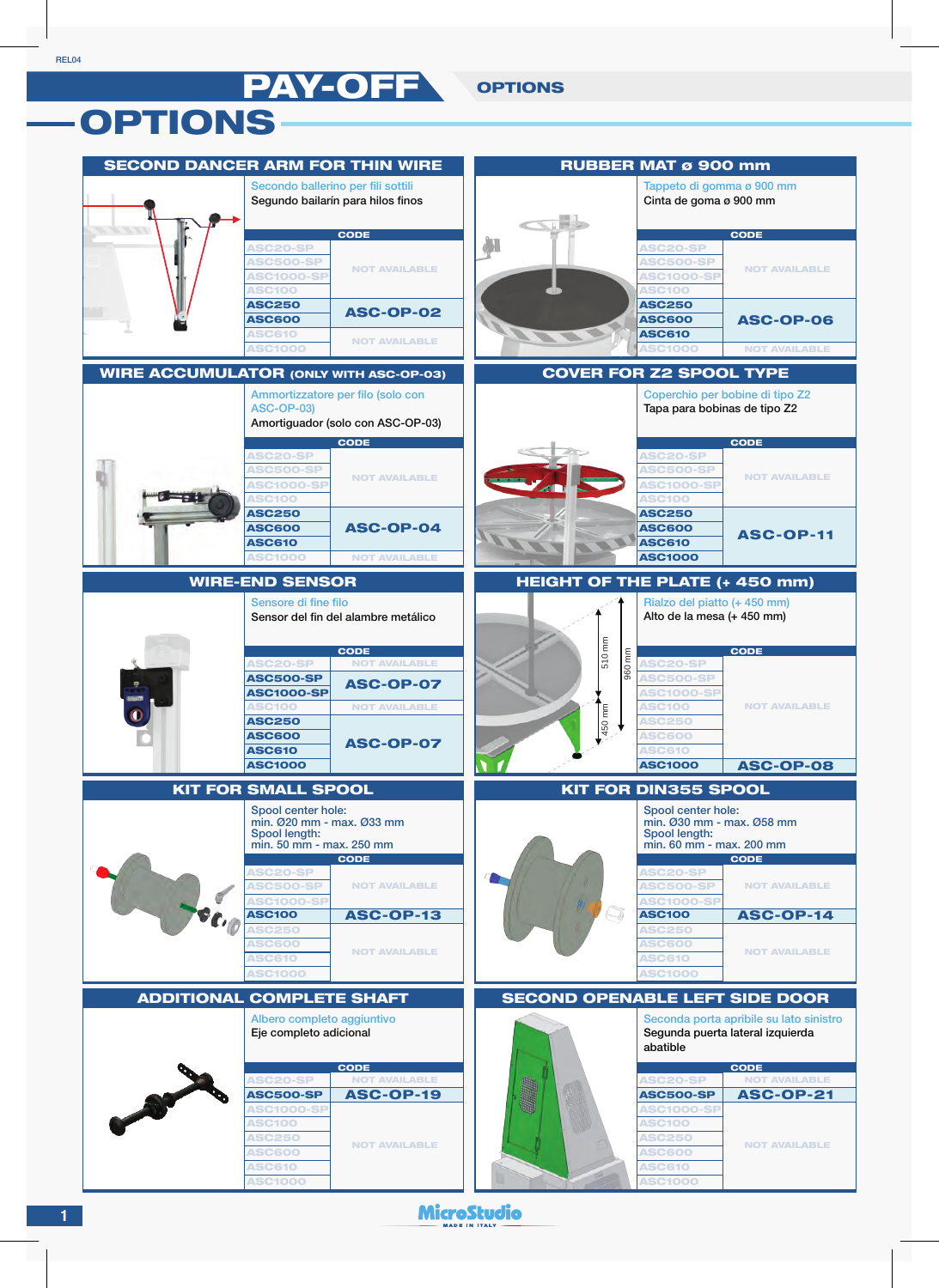# PAY-OFF OPTIONS

## SECOND DANCER ARM FOR THIN WIRE

Secondo ballerino per fili sottili
Segundo bailarín para hilos finos

| CODE | |
|---|---|
| ASC20-SP | NOT AVAILABLE |
| ASC500-SP | |
| ASC1000-SP | |
| ASC100 | |
| ASC250 | ASC-OP-02 |
| ASC600 | |
| ASC610 | NOT AVAILABLE |
| ASC1000 | |

## RUBBER MAT ø 900 mm

Tappeto di gomma ø 900 mm
Cinta de goma ø 900 mm

| CODE | |
|---|---|
| ASC20-SP | NOT AVAILABLE |
| ASC500-SP | |
| ASC1000-SP | |
| ASC100 | |
| ASC250 | ASC-OP-06 |
| ASC600 | |
| ASC610 | |
| ASC1000 | NOT AVAILABLE |

## WIRE ACCUMULATOR (ONLY WITH ASC-OP-03)

Ammortizzatore per filo (solo con ASC-OP-03)
Amortiguador (solo con ASC-OP-03)

| CODE | |
|---|---|
| ASC20-SP | NOT AVAILABLE |
| ASC500-SP | |
| ASC1000-SP | |
| ASC100 | |
| ASC250 | ASC-OP-04 |
| ASC600 | |
| ASC610 | |
| ASC1000 | NOT AVAILABLE |

## COVER FOR Z2 SPOOL TYPE

Coperchio per bobine di tipo Z2
Tapa para bobinas de tipo Z2

| CODE | |
|---|---|
| ASC20-SP | NOT AVAILABLE |
| ASC500-SP | |
| ASC1000-SP | |
| ASC100 | |
| ASC250 | ASC-OP-11 |
| ASC600 | |
| ASC610 | |
| ASC1000 | |

## WIRE-END SENSOR

Sensore di fine filo
Sensor del fin del alambre metálico

| CODE | |
|---|---|
| ASC20-SP | NOT AVAILABLE |
| ASC500-SP | ASC-OP-07 |
| ASC1000-SP | |
| ASC100 | NOT AVAILABLE |
| ASC250 | ASC-OP-07 |
| ASC600 | |
| ASC610 | |
| ASC1000 | |

## HEIGHT OF THE PLATE (+ 450 mm)

Rialzo del piatto (+ 450 mm)
Alto de la mesa (+ 450 mm)

| CODE | |
|---|---|
| ASC20-SP | NOT AVAILABLE |
| ASC500-SP | |
| ASC1000-SP | |
| ASC100 | |
| ASC250 | |
| ASC600 | |
| ASC610 | |
| ASC1000 | ASC-OP-08 |

## KIT FOR SMALL SPOOL

Spool center hole:
min. Ø20 mm - max. Ø33 mm
Spool length:
min. 50 mm - max. 250 mm

| CODE | |
|---|---|
| ASC20-SP | NOT AVAILABLE |
| ASC500-SP | |
| ASC1000-SP | |
| ASC100 | ASC-OP-13 |
| ASC250 | NOT AVAILABLE |
| ASC600 | |
| ASC610 | |
| ASC1000 | |

## KIT FOR DIN355 SPOOL

Spool center hole:
min. Ø30 mm - max. Ø58 mm
Spool length:
min. 60 mm - max. 200 mm

| CODE | |
|---|---|
| ASC20-SP | NOT AVAILABLE |
| ASC500-SP | |
| ASC1000-SP | |
| ASC100 | ASC-OP-14 |
| ASC250 | NOT AVAILABLE |
| ASC600 | |
| ASC610 | |
| ASC1000 | |

## ADDITIONAL COMPLETE SHAFT

Albero completo aggiuntivo
Eje completo adicional

| CODE | |
|---|---|
| ASC20-SP | NOT AVAILABLE |
| ASC500-SP | ASC-OP-19 |
| ASC1000-SP | NOT AVAILABLE |
| ASC100 | |
| ASC250 | |
| ASC600 | |
| ASC610 | |
| ASC1000 | |

## SECOND OPENABLE LEFT SIDE DOOR

Seconda porta apribile su lato sinistro
Segunda puerta lateral izquierda abatible

| CODE | |
|---|---|
| ASC20-SP | NOT AVAILABLE |
| ASC500-SP | ASC-OP-21 |
| ASC1000-SP | NOT AVAILABLE |
| ASC100 | |
| ASC250 | |
| ASC600 | |
| ASC610 | |
| ASC1000 | |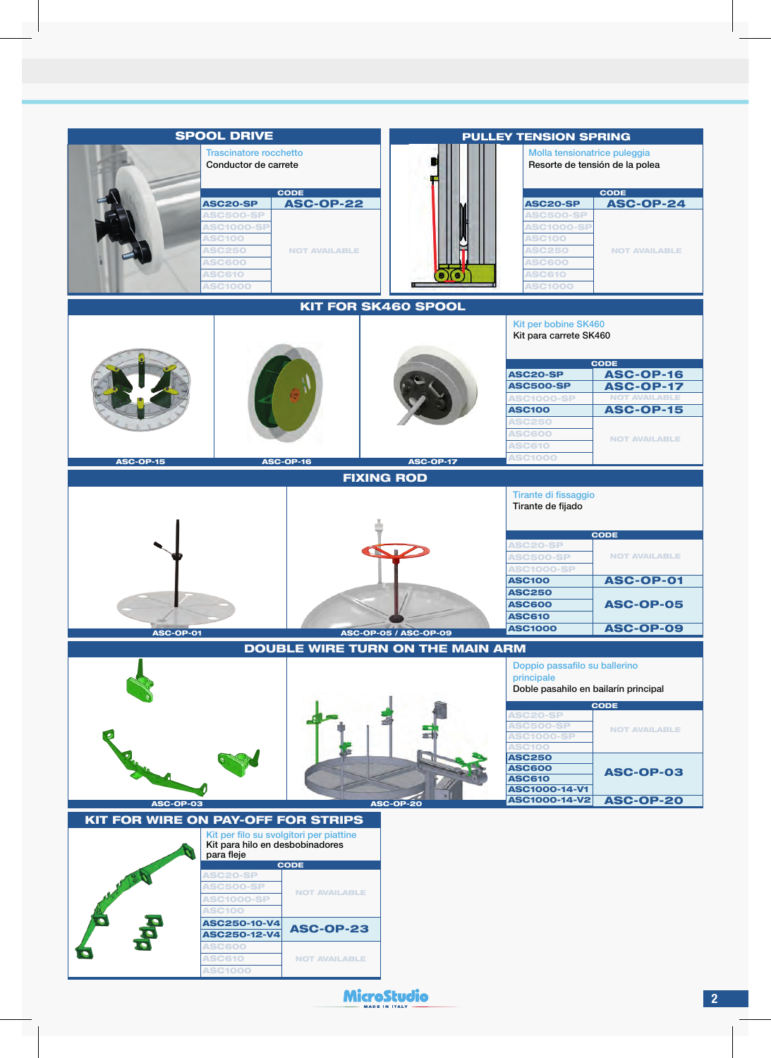## SPOOL DRIVE

Trascinatore rocchetto
Conductor de carrete

| Model | CODE |
|---|---|
| ASC20-SP | ASC-OP-22 |
| ASC500-SP | NOT AVAILABLE |
| ASC1000-SP | NOT AVAILABLE |
| ASC100 | NOT AVAILABLE |
| ASC250 | NOT AVAILABLE |
| ASC600 | NOT AVAILABLE |
| ASC610 | NOT AVAILABLE |
| ASC1000 | NOT AVAILABLE |

## PULLEY TENSION SPRING

Molla tensionatrice puleggia
Resorte de tensión de la polea

| Model | CODE |
|---|---|
| ASC20-SP | ASC-OP-24 |
| ASC500-SP | NOT AVAILABLE |
| ASC1000-SP | NOT AVAILABLE |
| ASC100 | NOT AVAILABLE |
| ASC250 | NOT AVAILABLE |
| ASC600 | NOT AVAILABLE |
| ASC610 | NOT AVAILABLE |
| ASC1000 | NOT AVAILABLE |

## KIT FOR SK460 SPOOL

ASC-OP-15 ASC-OP-16 ASC-OP-17

Kit per bobine SK460
Kit para carrete SK460

| Model | CODE |
|---|---|
| ASC20-SP | ASC-OP-16 |
| ASC500-SP | ASC-OP-17 |
| ASC1000-SP | NOT AVAILABLE |
| ASC100 | ASC-OP-15 |
| ASC250 | NOT AVAILABLE |
| ASC600 | NOT AVAILABLE |
| ASC610 | NOT AVAILABLE |
| ASC1000 | NOT AVAILABLE |

## FIXING ROD

ASC-OP-01 ASC-OP-05 / ASC-OP-09

Tirante di fissaggio
Tirante de fijado

| Model | CODE |
|---|---|
| ASC20-SP | NOT AVAILABLE |
| ASC500-SP | NOT AVAILABLE |
| ASC1000-SP | NOT AVAILABLE |
| ASC100 | ASC-OP-01 |
| ASC250 | ASC-OP-05 |
| ASC600 | ASC-OP-05 |
| ASC610 | ASC-OP-05 |
| ASC1000 | ASC-OP-09 |

## DOUBLE WIRE TURN ON THE MAIN ARM

ASC-OP-03 ASC-OP-20

Doppio passafilo su ballerino principale
Doble pasahilo en bailarín principal

| Model | CODE |
|---|---|
| ASC20-SP | NOT AVAILABLE |
| ASC500-SP | NOT AVAILABLE |
| ASC1000-SP | NOT AVAILABLE |
| ASC100 | NOT AVAILABLE |
| ASC250 | ASC-OP-03 |
| ASC600 | ASC-OP-03 |
| ASC610 | ASC-OP-03 |
| ASC1000-14-V1 | ASC-OP-03 |
| ASC1000-14-V2 | ASC-OP-20 |

## KIT FOR WIRE ON PAY-OFF FOR STRIPS

Kit per filo su svolgitori per piattine
Kit para hilo en desbobinadores para fleje

| Model | CODE |
|---|---|
| ASC20-SP | NOT AVAILABLE |
| ASC500-SP | NOT AVAILABLE |
| ASC1000-SP | NOT AVAILABLE |
| ASC100 | NOT AVAILABLE |
| ASC250-10-V4 | ASC-OP-23 |
| ASC250-12-V4 | ASC-OP-23 |
| ASC600 | NOT AVAILABLE |
| ASC610 | NOT AVAILABLE |
| ASC1000 | NOT AVAILABLE |

MicroStudio
MADE IN ITALY